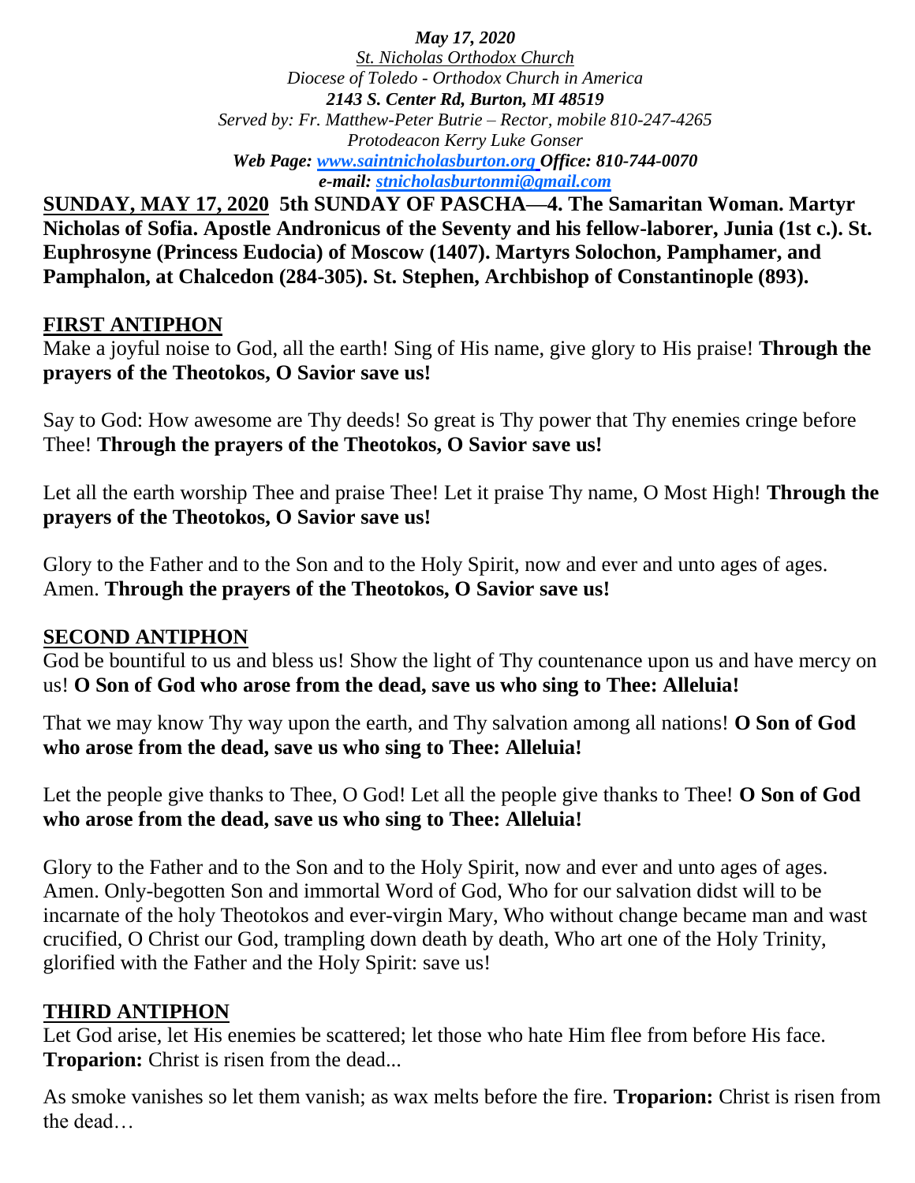*May 17, 2020*
*St. Nicholas Orthodox Church*
*Diocese of Toledo - Orthodox Church in America*
***2143 S. Center Rd, Burton, MI 48519***
*Served by: Fr. Matthew-Peter Butrie – Rector, mobile 810-247-4265*
*Protodeacon Kerry Luke Gonser*
***Web Page: [www.saintnicholasburton.org](http://www.saintnicholasburton.org) Office: 810-744-0070***
***e-mail: [stnicholasburtonmi@gmail.com](mailto:stnicholasburtonmi@gmail.com)***

**SUNDAY, MAY 17, 2020 5th SUNDAY OF PASCHA—4. The Samaritan Woman. Martyr Nicholas of Sofia. Apostle Andronicus of the Seventy and his fellow-laborer, Junia (1st c.). St. Euphrosyne (Princess Eudocia) of Moscow (1407). Martyrs Solochon, Pamphamer, and Pamphalon, at Chalcedon (284-305). St. Stephen, Archbishop of Constantinople (893).**

## FIRST ANTIPHON

Make a joyful noise to God, all the earth! Sing of His name, give glory to His praise! **Through the prayers of the Theotokos, O Savior save us!**

Say to God: How awesome are Thy deeds! So great is Thy power that Thy enemies cringe before Thee! **Through the prayers of the Theotokos, O Savior save us!**

Let all the earth worship Thee and praise Thee! Let it praise Thy name, O Most High! **Through the prayers of the Theotokos, O Savior save us!**

Glory to the Father and to the Son and to the Holy Spirit, now and ever and unto ages of ages. Amen. **Through the prayers of the Theotokos, O Savior save us!**

## SECOND ANTIPHON

God be bountiful to us and bless us! Show the light of Thy countenance upon us and have mercy on us! **O Son of God who arose from the dead, save us who sing to Thee: Alleluia!**

That we may know Thy way upon the earth, and Thy salvation among all nations! **O Son of God who arose from the dead, save us who sing to Thee: Alleluia!**

Let the people give thanks to Thee, O God! Let all the people give thanks to Thee! **O Son of God who arose from the dead, save us who sing to Thee: Alleluia!**

Glory to the Father and to the Son and to the Holy Spirit, now and ever and unto ages of ages. Amen. Only-begotten Son and immortal Word of God, Who for our salvation didst will to be incarnate of the holy Theotokos and ever-virgin Mary, Who without change became man and wast crucified, O Christ our God, trampling down death by death, Who art one of the Holy Trinity, glorified with the Father and the Holy Spirit: save us!

## THIRD ANTIPHON

Let God arise, let His enemies be scattered; let those who hate Him flee from before His face. **Troparion:** Christ is risen from the dead...

As smoke vanishes so let them vanish; as wax melts before the fire. **Troparion:** Christ is risen from the dead…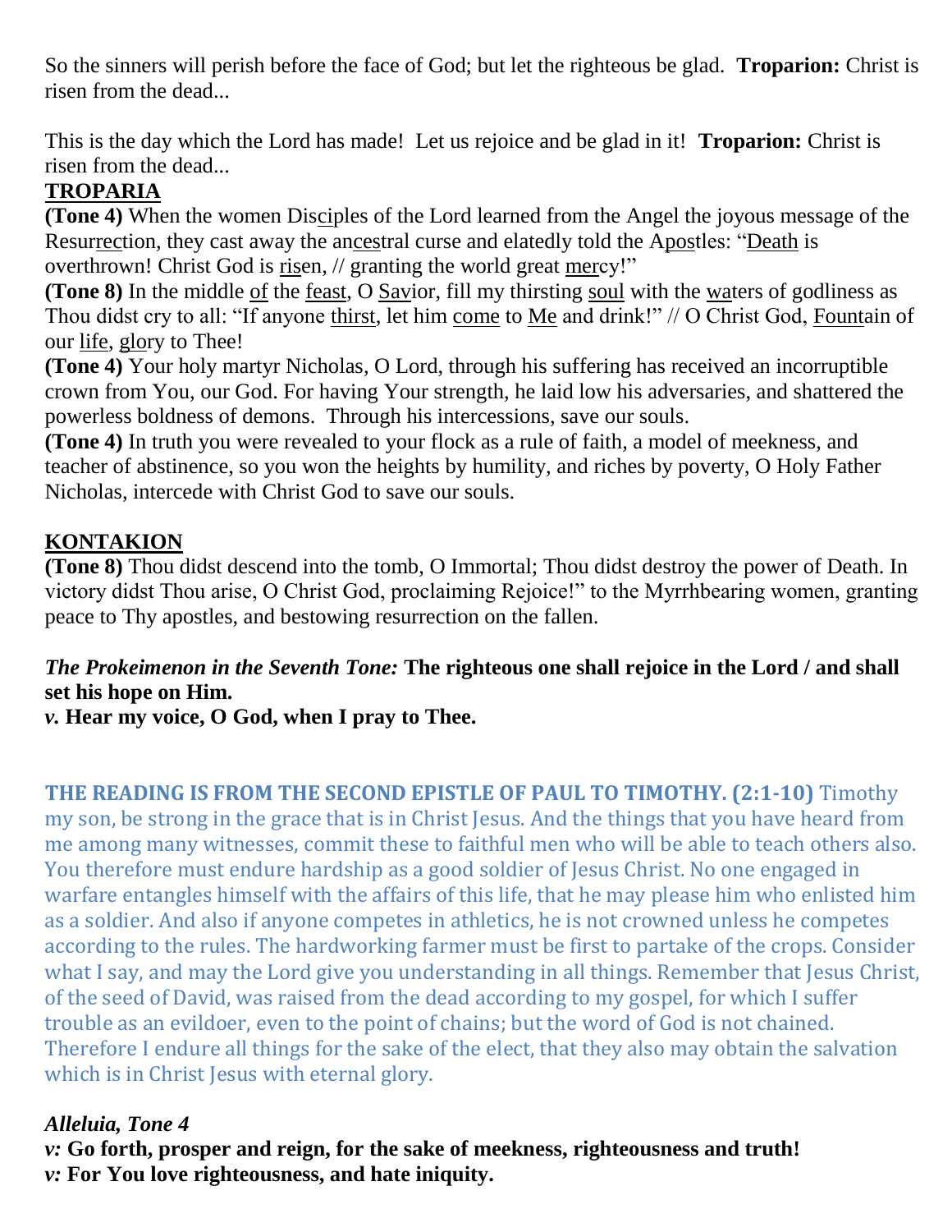So the sinners will perish before the face of God; but let the righteous be glad. **Troparion:** Christ is risen from the dead...

This is the day which the Lord has made! Let us rejoice and be glad in it! **Troparion:** Christ is risen from the dead...

## TROPARIA

**(Tone 4)** When the women Disciples of the Lord learned from the Angel the joyous message of the Resurrection, they cast away the ancestral curse and elatedly told the Apostles: "Death is overthrown! Christ God is risen, // granting the world great mercy!"

**(Tone 8)** In the middle of the feast, O Savior, fill my thirsting soul with the waters of godliness as Thou didst cry to all: "If anyone thirst, let him come to Me and drink!" // O Christ God, Fountain of our life, glory to Thee!

**(Tone 4)** Your holy martyr Nicholas, O Lord, through his suffering has received an incorruptible crown from You, our God. For having Your strength, he laid low his adversaries, and shattered the powerless boldness of demons. Through his intercessions, save our souls.

**(Tone 4)** In truth you were revealed to your flock as a rule of faith, a model of meekness, and teacher of abstinence, so you won the heights by humility, and riches by poverty, O Holy Father Nicholas, intercede with Christ God to save our souls.

## KONTAKION

**(Tone 8)** Thou didst descend into the tomb, O Immortal; Thou didst destroy the power of Death. In victory didst Thou arise, O Christ God, proclaiming Rejoice!" to the Myrrhbearing women, granting peace to Thy apostles, and bestowing resurrection on the fallen.

***The Prokeimenon in the Seventh Tone:*** **The righteous one shall rejoice in the Lord / and shall set his hope on Him.**

***v.*** **Hear my voice, O God, when I pray to Thee.**

**THE READING IS FROM THE SECOND EPISTLE OF PAUL TO TIMOTHY. (2:1-10)** Timothy my son, be strong in the grace that is in Christ Jesus. And the things that you have heard from me among many witnesses, commit these to faithful men who will be able to teach others also. You therefore must endure hardship as a good soldier of Jesus Christ. No one engaged in warfare entangles himself with the affairs of this life, that he may please him who enlisted him as a soldier. And also if anyone competes in athletics, he is not crowned unless he competes according to the rules. The hardworking farmer must be first to partake of the crops. Consider what I say, and may the Lord give you understanding in all things. Remember that Jesus Christ, of the seed of David, was raised from the dead according to my gospel, for which I suffer trouble as an evildoer, even to the point of chains; but the word of God is not chained. Therefore I endure all things for the sake of the elect, that they also may obtain the salvation which is in Christ Jesus with eternal glory.

***Alleluia, Tone 4***

***v:*** **Go forth, prosper and reign, for the sake of meekness, righteousness and truth!**

***v:*** **For You love righteousness, and hate iniquity.**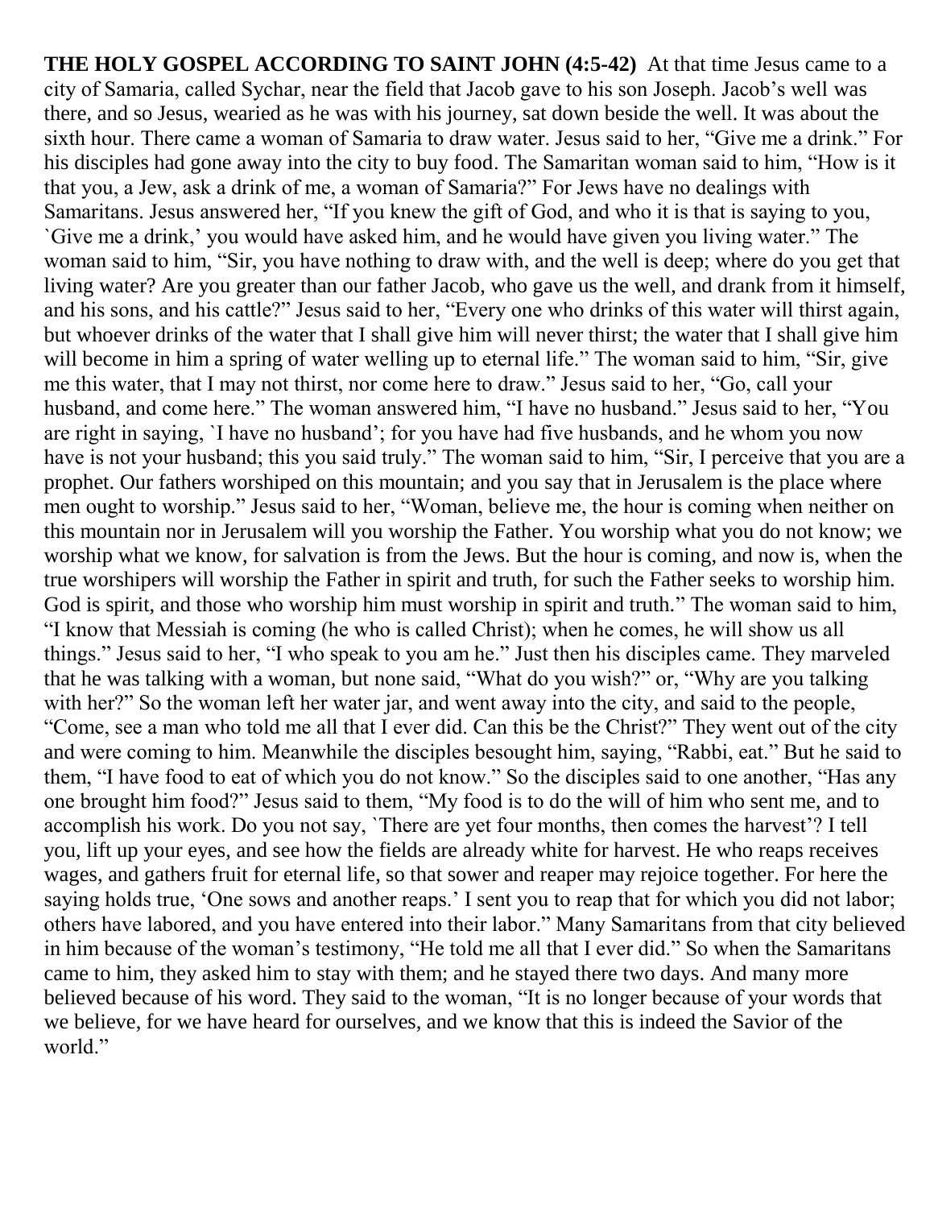**THE HOLY GOSPEL ACCORDING TO SAINT JOHN (4:5-42)** At that time Jesus came to a city of Samaria, called Sychar, near the field that Jacob gave to his son Joseph. Jacob's well was there, and so Jesus, wearied as he was with his journey, sat down beside the well. It was about the sixth hour. There came a woman of Samaria to draw water. Jesus said to her, "Give me a drink." For his disciples had gone away into the city to buy food. The Samaritan woman said to him, "How is it that you, a Jew, ask a drink of me, a woman of Samaria?" For Jews have no dealings with Samaritans. Jesus answered her, "If you knew the gift of God, and who it is that is saying to you, `Give me a drink,' you would have asked him, and he would have given you living water." The woman said to him, "Sir, you have nothing to draw with, and the well is deep; where do you get that living water? Are you greater than our father Jacob, who gave us the well, and drank from it himself, and his sons, and his cattle?" Jesus said to her, "Every one who drinks of this water will thirst again, but whoever drinks of the water that I shall give him will never thirst; the water that I shall give him will become in him a spring of water welling up to eternal life." The woman said to him, "Sir, give me this water, that I may not thirst, nor come here to draw." Jesus said to her, "Go, call your husband, and come here." The woman answered him, "I have no husband." Jesus said to her, "You are right in saying, `I have no husband'; for you have had five husbands, and he whom you now have is not your husband; this you said truly." The woman said to him, "Sir, I perceive that you are a prophet. Our fathers worshiped on this mountain; and you say that in Jerusalem is the place where men ought to worship." Jesus said to her, "Woman, believe me, the hour is coming when neither on this mountain nor in Jerusalem will you worship the Father. You worship what you do not know; we worship what we know, for salvation is from the Jews. But the hour is coming, and now is, when the true worshipers will worship the Father in spirit and truth, for such the Father seeks to worship him. God is spirit, and those who worship him must worship in spirit and truth." The woman said to him, "I know that Messiah is coming (he who is called Christ); when he comes, he will show us all things." Jesus said to her, "I who speak to you am he." Just then his disciples came. They marveled that he was talking with a woman, but none said, "What do you wish?" or, "Why are you talking with her?" So the woman left her water jar, and went away into the city, and said to the people, "Come, see a man who told me all that I ever did. Can this be the Christ?" They went out of the city and were coming to him. Meanwhile the disciples besought him, saying, "Rabbi, eat." But he said to them, "I have food to eat of which you do not know." So the disciples said to one another, "Has any one brought him food?" Jesus said to them, "My food is to do the will of him who sent me, and to accomplish his work. Do you not say, `There are yet four months, then comes the harvest'? I tell you, lift up your eyes, and see how the fields are already white for harvest. He who reaps receives wages, and gathers fruit for eternal life, so that sower and reaper may rejoice together. For here the saying holds true, 'One sows and another reaps.' I sent you to reap that for which you did not labor; others have labored, and you have entered into their labor." Many Samaritans from that city believed in him because of the woman's testimony, "He told me all that I ever did." So when the Samaritans came to him, they asked him to stay with them; and he stayed there two days. And many more believed because of his word. They said to the woman, "It is no longer because of your words that we believe, for we have heard for ourselves, and we know that this is indeed the Savior of the world."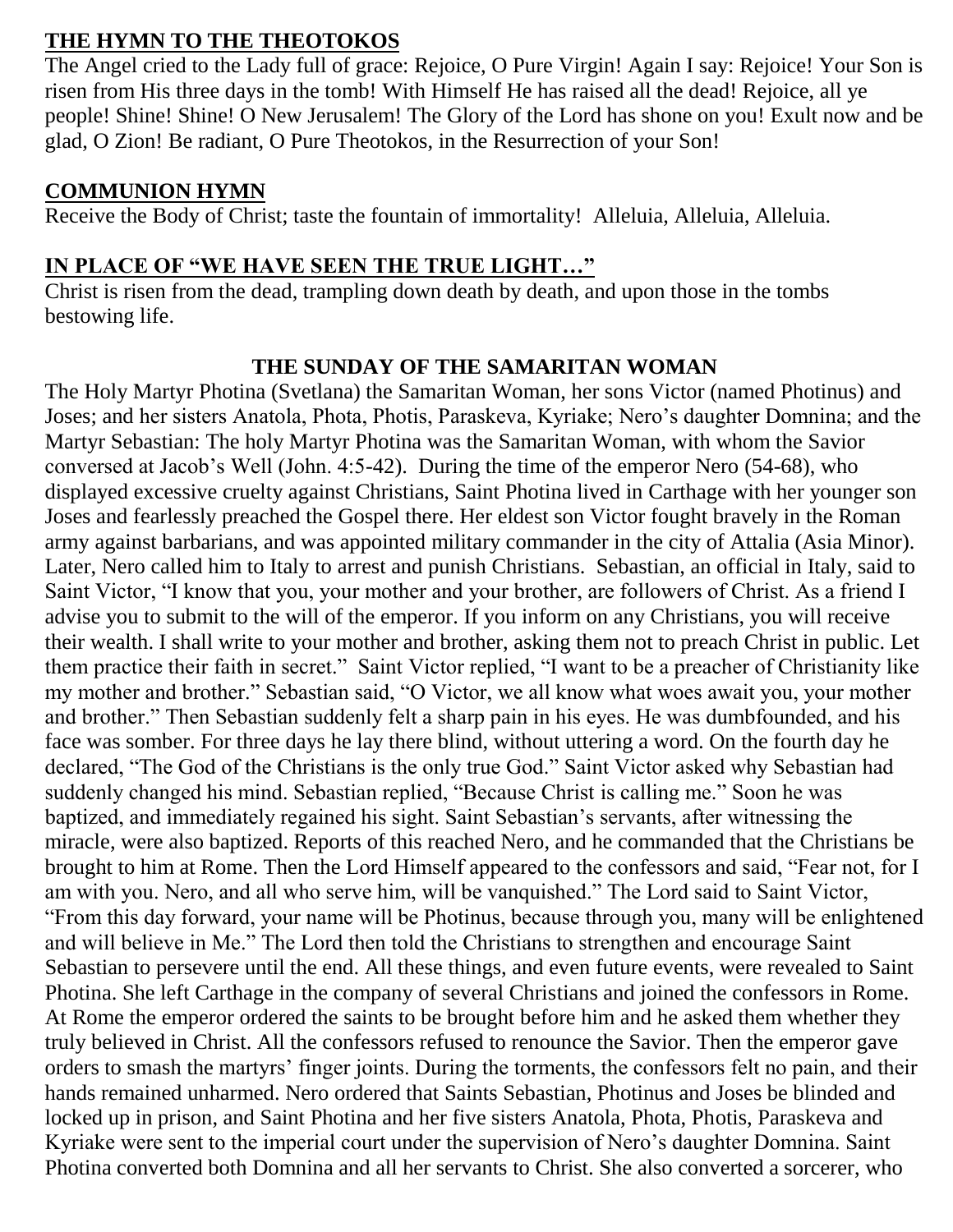## THE HYMN TO THE THEOTOKOS

The Angel cried to the Lady full of grace: Rejoice, O Pure Virgin! Again I say: Rejoice! Your Son is risen from His three days in the tomb! With Himself He has raised all the dead! Rejoice, all ye people! Shine! Shine! O New Jerusalem! The Glory of the Lord has shone on you! Exult now and be glad, O Zion! Be radiant, O Pure Theotokos, in the Resurrection of your Son!

## COMMUNION HYMN

Receive the Body of Christ; taste the fountain of immortality! Alleluia, Alleluia, Alleluia.

## IN PLACE OF "WE HAVE SEEN THE TRUE LIGHT…"

Christ is risen from the dead, trampling down death by death, and upon those in the tombs bestowing life.

## THE SUNDAY OF THE SAMARITAN WOMAN

The Holy Martyr Photina (Svetlana) the Samaritan Woman, her sons Victor (named Photinus) and Joses; and her sisters Anatola, Phota, Photis, Paraskeva, Kyriake; Nero's daughter Domnina; and the Martyr Sebastian: The holy Martyr Photina was the Samaritan Woman, with whom the Savior conversed at Jacob's Well (John. 4:5-42). During the time of the emperor Nero (54-68), who displayed excessive cruelty against Christians, Saint Photina lived in Carthage with her younger son Joses and fearlessly preached the Gospel there. Her eldest son Victor fought bravely in the Roman army against barbarians, and was appointed military commander in the city of Attalia (Asia Minor). Later, Nero called him to Italy to arrest and punish Christians. Sebastian, an official in Italy, said to Saint Victor, "I know that you, your mother and your brother, are followers of Christ. As a friend I advise you to submit to the will of the emperor. If you inform on any Christians, you will receive their wealth. I shall write to your mother and brother, asking them not to preach Christ in public. Let them practice their faith in secret." Saint Victor replied, "I want to be a preacher of Christianity like my mother and brother." Sebastian said, "O Victor, we all know what woes await you, your mother and brother." Then Sebastian suddenly felt a sharp pain in his eyes. He was dumbfounded, and his face was somber. For three days he lay there blind, without uttering a word. On the fourth day he declared, "The God of the Christians is the only true God." Saint Victor asked why Sebastian had suddenly changed his mind. Sebastian replied, "Because Christ is calling me." Soon he was baptized, and immediately regained his sight. Saint Sebastian's servants, after witnessing the miracle, were also baptized. Reports of this reached Nero, and he commanded that the Christians be brought to him at Rome. Then the Lord Himself appeared to the confessors and said, "Fear not, for I am with you. Nero, and all who serve him, will be vanquished." The Lord said to Saint Victor, "From this day forward, your name will be Photinus, because through you, many will be enlightened and will believe in Me." The Lord then told the Christians to strengthen and encourage Saint Sebastian to persevere until the end. All these things, and even future events, were revealed to Saint Photina. She left Carthage in the company of several Christians and joined the confessors in Rome. At Rome the emperor ordered the saints to be brought before him and he asked them whether they truly believed in Christ. All the confessors refused to renounce the Savior. Then the emperor gave orders to smash the martyrs' finger joints. During the torments, the confessors felt no pain, and their hands remained unharmed. Nero ordered that Saints Sebastian, Photinus and Joses be blinded and locked up in prison, and Saint Photina and her five sisters Anatola, Phota, Photis, Paraskeva and Kyriake were sent to the imperial court under the supervision of Nero's daughter Domnina. Saint Photina converted both Domnina and all her servants to Christ. She also converted a sorcerer, who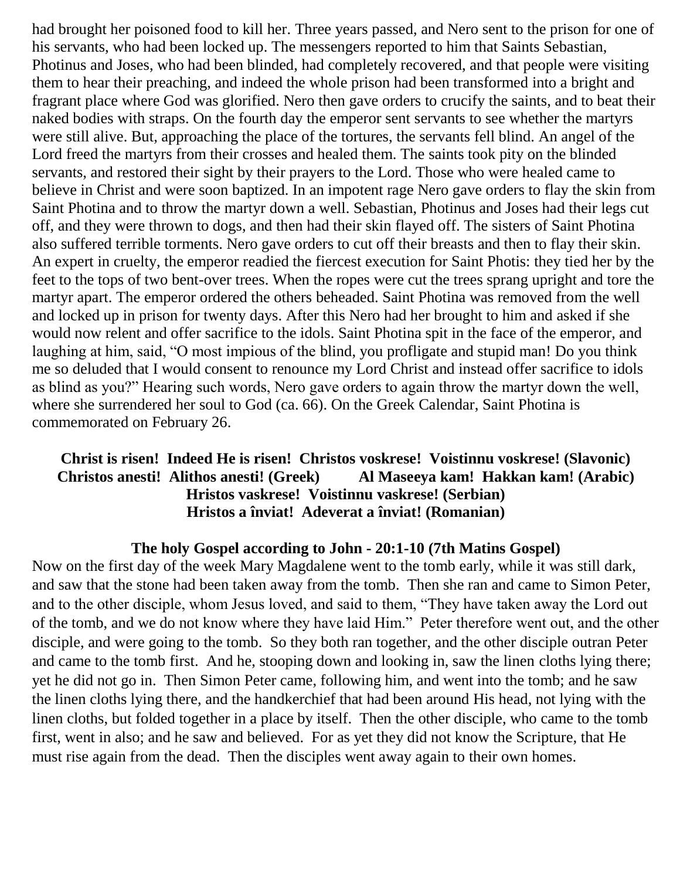had brought her poisoned food to kill her. Three years passed, and Nero sent to the prison for one of his servants, who had been locked up. The messengers reported to him that Saints Sebastian, Photinus and Joses, who had been blinded, had completely recovered, and that people were visiting them to hear their preaching, and indeed the whole prison had been transformed into a bright and fragrant place where God was glorified. Nero then gave orders to crucify the saints, and to beat their naked bodies with straps. On the fourth day the emperor sent servants to see whether the martyrs were still alive. But, approaching the place of the tortures, the servants fell blind. An angel of the Lord freed the martyrs from their crosses and healed them. The saints took pity on the blinded servants, and restored their sight by their prayers to the Lord. Those who were healed came to believe in Christ and were soon baptized. In an impotent rage Nero gave orders to flay the skin from Saint Photina and to throw the martyr down a well. Sebastian, Photinus and Joses had their legs cut off, and they were thrown to dogs, and then had their skin flayed off. The sisters of Saint Photina also suffered terrible torments. Nero gave orders to cut off their breasts and then to flay their skin. An expert in cruelty, the emperor readied the fiercest execution for Saint Photis: they tied her by the feet to the tops of two bent-over trees. When the ropes were cut the trees sprang upright and tore the martyr apart. The emperor ordered the others beheaded. Saint Photina was removed from the well and locked up in prison for twenty days. After this Nero had her brought to him and asked if she would now relent and offer sacrifice to the idols. Saint Photina spit in the face of the emperor, and laughing at him, said, "O most impious of the blind, you profligate and stupid man! Do you think me so deluded that I would consent to renounce my Lord Christ and instead offer sacrifice to idols as blind as you?" Hearing such words, Nero gave orders to again throw the martyr down the well, where she surrendered her soul to God (ca. 66). On the Greek Calendar, Saint Photina is commemorated on February 26.

**Christ is risen! Indeed He is risen! Christos voskrese! Voistinnu voskrese! (Slavonic)**
**Christos anesti! Alithos anesti! (Greek) Al Maseeya kam! Hakkan kam! (Arabic)**
**Hristos vaskrese! Voistinnu vaskrese! (Serbian)**
**Hristos a înviat! Adeverat a înviat! (Romanian)**

**The holy Gospel according to John - 20:1-10 (7th Matins Gospel)**

Now on the first day of the week Mary Magdalene went to the tomb early, while it was still dark, and saw that the stone had been taken away from the tomb. Then she ran and came to Simon Peter, and to the other disciple, whom Jesus loved, and said to them, "They have taken away the Lord out of the tomb, and we do not know where they have laid Him." Peter therefore went out, and the other disciple, and were going to the tomb. So they both ran together, and the other disciple outran Peter and came to the tomb first. And he, stooping down and looking in, saw the linen cloths lying there; yet he did not go in. Then Simon Peter came, following him, and went into the tomb; and he saw the linen cloths lying there, and the handkerchief that had been around His head, not lying with the linen cloths, but folded together in a place by itself. Then the other disciple, who came to the tomb first, went in also; and he saw and believed. For as yet they did not know the Scripture, that He must rise again from the dead. Then the disciples went away again to their own homes.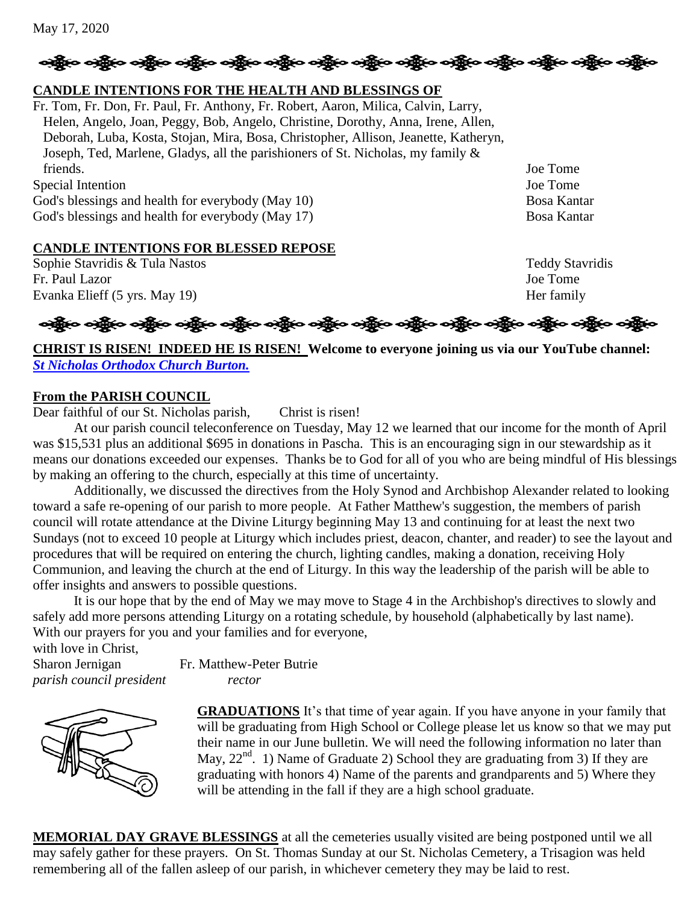May 17, 2020

## CANDLE INTENTIONS FOR THE HEALTH AND BLESSINGS OF

| | |
|---|---|
| Fr. Tom, Fr. Don, Fr. Paul, Fr. Anthony, Fr. Robert, Aaron, Milica, Calvin, Larry, Helen, Angelo, Joan, Peggy, Bob, Angelo, Christine, Dorothy, Anna, Irene, Allen, Deborah, Luba, Kosta, Stojan, Mira, Bosa, Christopher, Allison, Jeanette, Katheryn, Joseph, Ted, Marlene, Gladys, all the parishioners of St. Nicholas, my family & friends. | Joe Tome |
| Special Intention | Joe Tome |
| God's blessings and health for everybody (May 10) | Bosa Kantar |
| God's blessings and health for everybody (May 17) | Bosa Kantar |

## CANDLE INTENTIONS FOR BLESSED REPOSE

| | |
|---|---|
| Sophie Stavridis & Tula Nastos | Teddy Stavridis |
| Fr. Paul Lazor | Joe Tome |
| Evanka Elieff (5 yrs. May 19) | Her family |

**CHRIST IS RISEN! INDEED HE IS RISEN! Welcome to everyone joining us via our YouTube channel:** ***St Nicholas Orthodox Church Burton.***

## From the PARISH COUNCIL

Dear faithful of our St. Nicholas parish, Christ is risen!

At our parish council teleconference on Tuesday, May 12 we learned that our income for the month of April was $15,531 plus an additional $695 in donations in Pascha. This is an encouraging sign in our stewardship as it means our donations exceeded our expenses. Thanks be to God for all of you who are being mindful of His blessings by making an offering to the church, especially at this time of uncertainty.

Additionally, we discussed the directives from the Holy Synod and Archbishop Alexander related to looking toward a safe re-opening of our parish to more people. At Father Matthew's suggestion, the members of parish council will rotate attendance at the Divine Liturgy beginning May 13 and continuing for at least the next two Sundays (not to exceed 10 people at Liturgy which includes priest, deacon, chanter, and reader) to see the layout and procedures that will be required on entering the church, lighting candles, making a donation, receiving Holy Communion, and leaving the church at the end of Liturgy. In this way the leadership of the parish will be able to offer insights and answers to possible questions.

It is our hope that by the end of May we may move to Stage 4 in the Archbishop's directives to slowly and safely add more persons attending Liturgy on a rotating schedule, by household (alphabetically by last name).

With our prayers for you and your families and for everyone,

with love in Christ,

Sharon Jernigan — *parish council president*

Fr. Matthew-Peter Butrie — *rector*

**GRADUATIONS** It's that time of year again. If you have anyone in your family that will be graduating from High School or College please let us know so that we may put their name in our June bulletin. We will need the following information no later than May, 22nd. 1) Name of Graduate 2) School they are graduating from 3) If they are graduating with honors 4) Name of the parents and grandparents and 5) Where they will be attending in the fall if they are a high school graduate.

**MEMORIAL DAY GRAVE BLESSINGS** at all the cemeteries usually visited are being postponed until we all may safely gather for these prayers. On St. Thomas Sunday at our St. Nicholas Cemetery, a Trisagion was held remembering all of the fallen asleep of our parish, in whichever cemetery they may be laid to rest.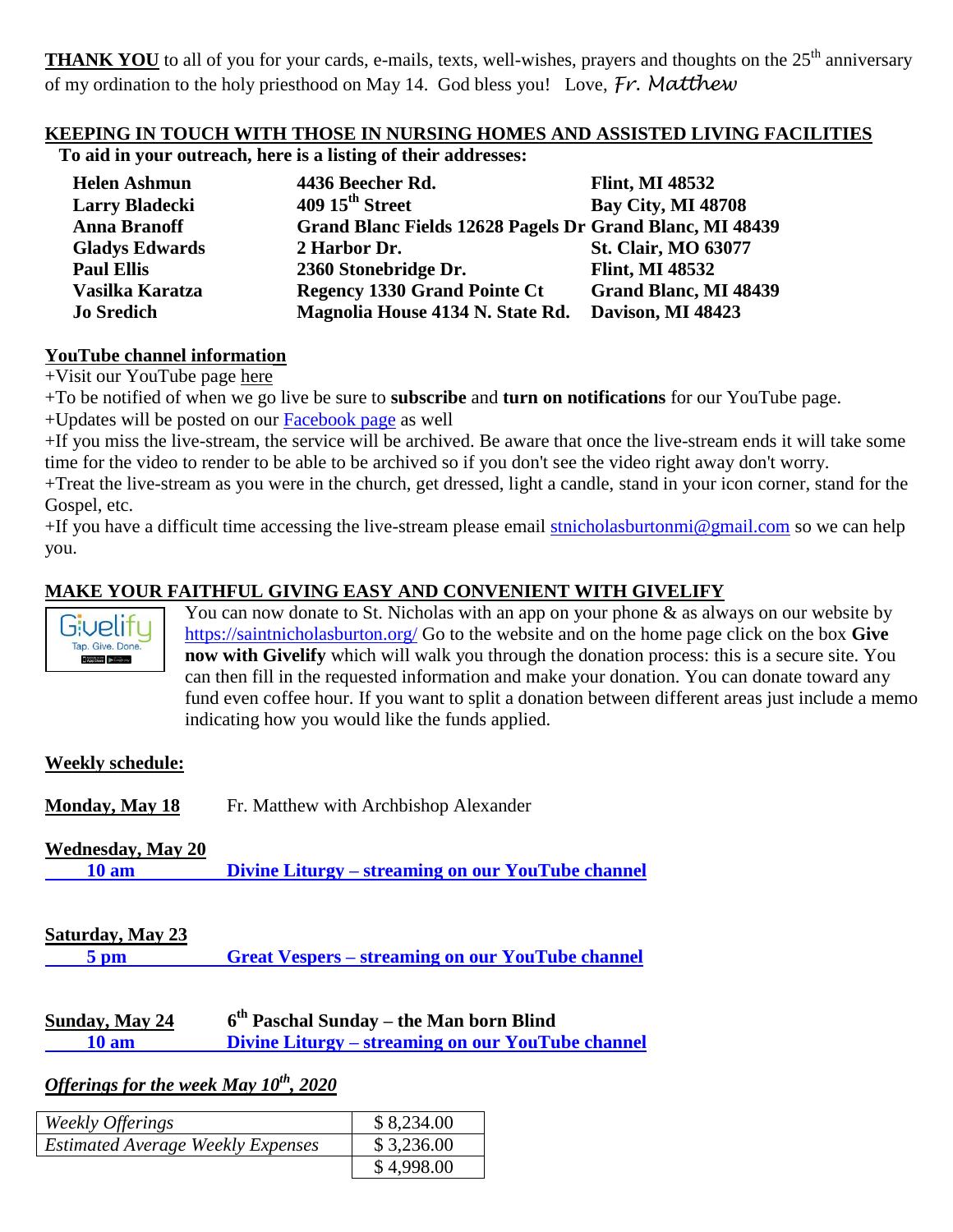**THANK YOU** to all of you for your cards, e-mails, texts, well-wishes, prayers and thoughts on the 25th anniversary of my ordination to the holy priesthood on May 14. God bless you! Love, *Fr. Matthew*

## KEEPING IN TOUCH WITH THOSE IN NURSING HOMES AND ASSISTED LIVING FACILITIES

**To aid in your outreach, here is a listing of their addresses:**

| | | |
|---|---|---|
| **Helen Ashmun** | **4436 Beecher Rd.** | **Flint, MI 48532** |
| **Larry Bladecki** | **409 15th Street** | **Bay City, MI 48708** |
| **Anna Branoff** | **Grand Blanc Fields 12628 Pagels Dr** | **Grand Blanc, MI 48439** |
| **Gladys Edwards** | **2 Harbor Dr.** | **St. Clair, MO 63077** |
| **Paul Ellis** | **2360 Stonebridge Dr.** | **Flint, MI 48532** |
| **Vasilka Karatza** | **Regency 1330 Grand Pointe Ct** | **Grand Blanc, MI 48439** |
| **Jo Sredich** | **Magnolia House 4134 N. State Rd.** | **Davison, MI 48423** |

## YouTube channel information

+Visit our YouTube page here

+To be notified of when we go live be sure to **subscribe** and **turn on notifications** for our YouTube page.

+Updates will be posted on our Facebook page as well

+If you miss the live-stream, the service will be archived. Be aware that once the live-stream ends it will take some time for the video to render to be able to archived so if you don't see the video right away don't worry.

+Treat the live-stream as you were in the church, get dressed, light a candle, stand in your icon corner, stand for the Gospel, etc.

+If you have a difficult time accessing the live-stream please email stnicholasburtonmi@gmail.com so we can help you.

## MAKE YOUR FAITHFUL GIVING EASY AND CONVENIENT WITH GIVELIFY

Givelify
Tap. Give. Done.

You can now donate to St. Nicholas with an app on your phone & as always on our website by https://saintnicholasburton.org/ Go to the website and on the home page click on the box **Give now with Givelify** which will walk you through the donation process: this is a secure site. You can then fill in the requested information and make your donation. You can donate toward any fund even coffee hour. If you want to split a donation between different areas just include a memo indicating how you would like the funds applied.

## Weekly schedule:

**Monday, May 18** Fr. Matthew with Archbishop Alexander

**Wednesday, May 20**
**10 am** **Divine Liturgy – streaming on our YouTube channel**

**Saturday, May 23**
**5 pm** **Great Vespers – streaming on our YouTube channel**

**Sunday, May 24** **6th Paschal Sunday – the Man born Blind**
**10 am** **Divine Liturgy – streaming on our YouTube channel**

***Offerings for the week May 10th, 2020***

| | |
|---|---|
| *Weekly Offerings* | $ 8,234.00 |
| *Estimated Average Weekly Expenses* | $ 3,236.00 |
| | $ 4,998.00 |